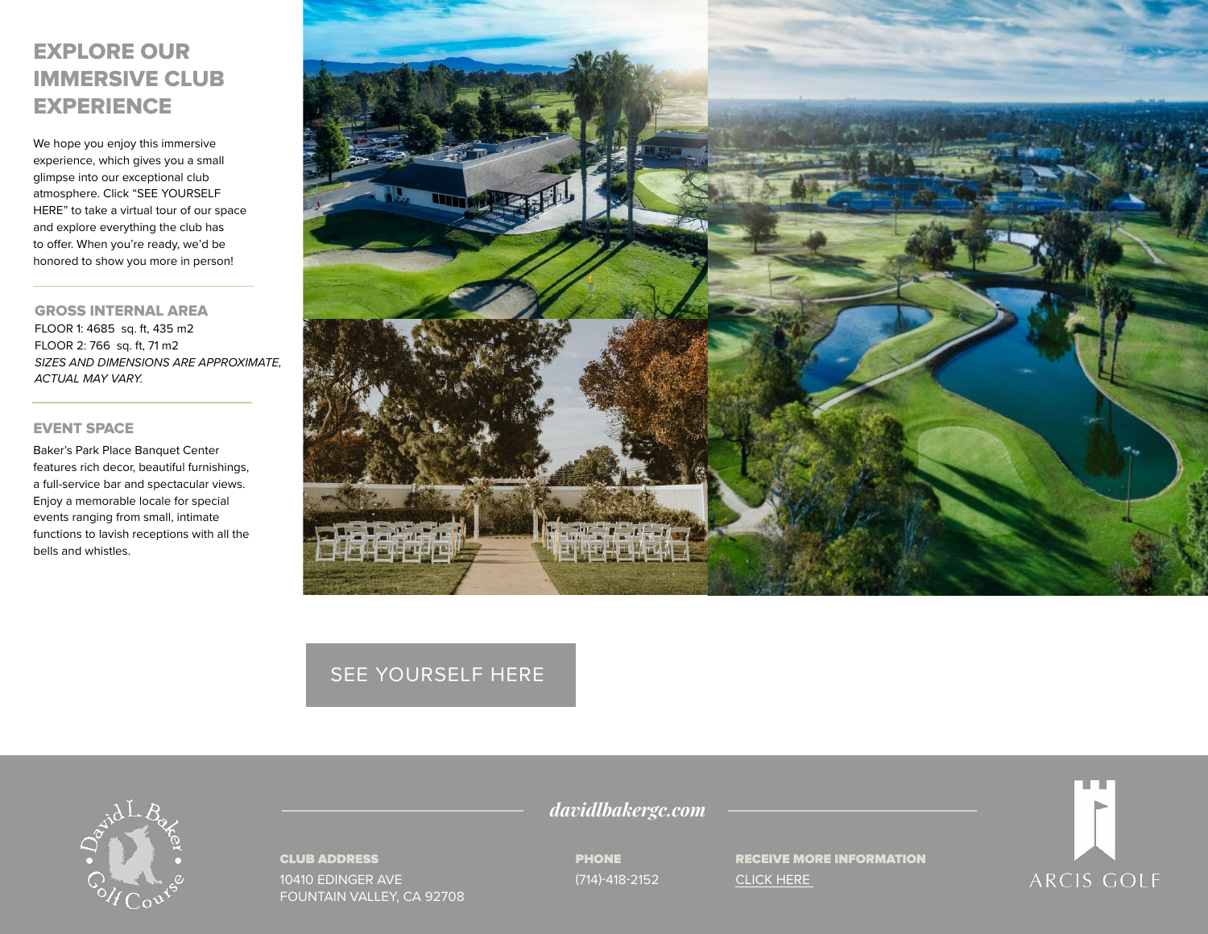# EXPLORE OUR IMMERSIVE CLUB EXPERIENCE

We hope you enjoy this immersive experience, which gives you a small glimpse into our exceptional club atmosphere. Click "SEE YOURSELF HERE" to take a virtual tour of our space and explore everything the club has to offer. When you're ready, we'd be honored to show you more in person!

## GROSS INTERNAL AREA

FLOOR 1: 4685 sq. ft, 435 m2
FLOOR 2: 766 sq. ft, 71 m2
*SIZES AND DIMENSIONS ARE APPROXIMATE, ACTUAL MAY VARY.*

## EVENT SPACE

Baker's Park Place Banquet Center features rich decor, beautiful furnishings, a full-service bar and spectacular views. Enjoy a memorable locale for special events ranging from small, intimate functions to lavish receptions with all the bells and whistles.

SEE YOURSELF HERE

*davidlbakergc.com*

**CLUB ADDRESS**
10410 EDINGER AVE
FOUNTAIN VALLEY, CA 92708

**PHONE**
(714)-418-2152

**RECEIVE MORE INFORMATION**
CLICK HERE

David L. Baker Golf Course

ARCIS GOLF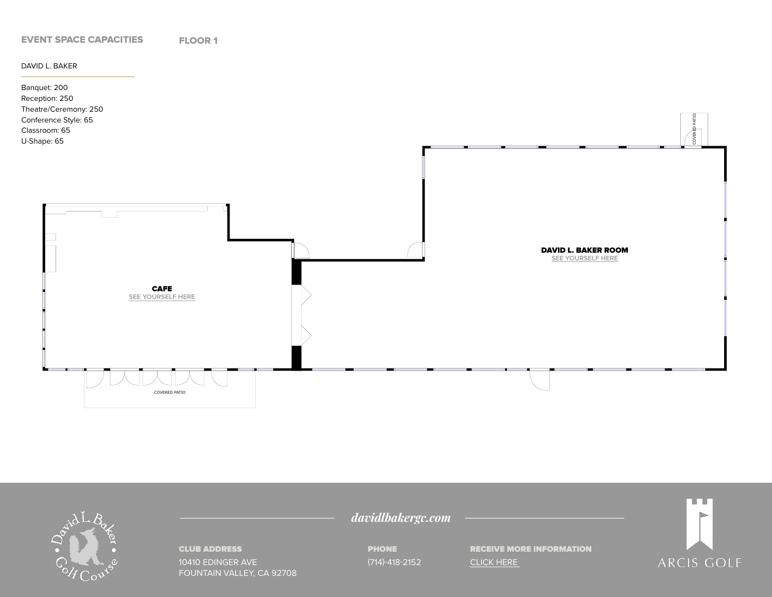## EVENT SPACE CAPACITIES

## FLOOR 1

DAVID L. BAKER

Banquet: 200
Reception: 250
Theatre/Ceremony: 250
Conference Style: 65
Classroom: 65
U-Shape: 65

CAFE
SEE YOURSELF HERE

DAVID L. BAKER ROOM
SEE YOURSELF HERE

COVERED PATIO

COVERED PATIO

*davidlbakergc.com*

**CLUB ADDRESS**
10410 EDINGER AVE
FOUNTAIN VALLEY, CA 92708

**PHONE**
(714)-418-2152

**RECEIVE MORE INFORMATION**
CLICK HERE

ARCIS GOLF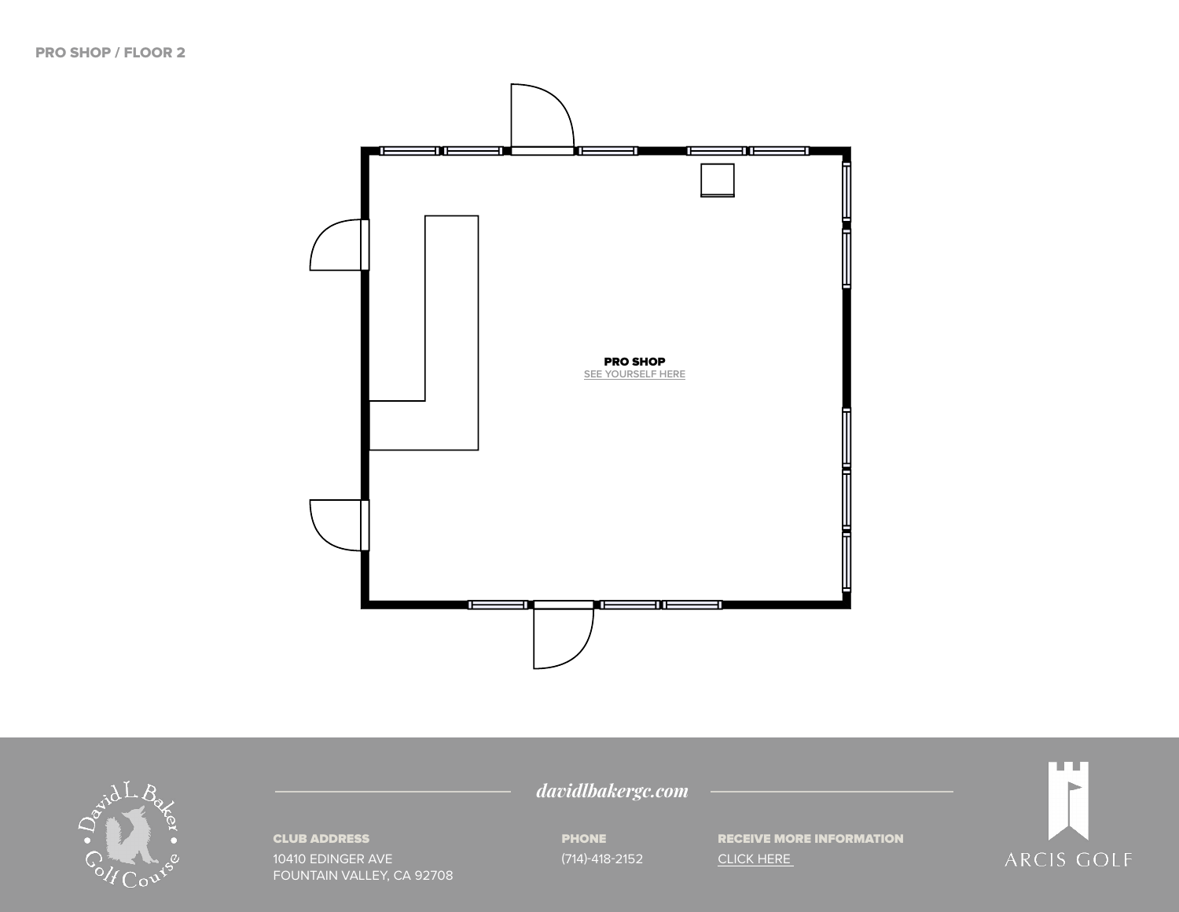PRO SHOP / FLOOR 2

**PRO SHOP**
SEE YOURSELF HERE

*davidlbakergc.com*

**CLUB ADDRESS**
10410 EDINGER AVE
FOUNTAIN VALLEY, CA 92708

**PHONE**
(714)-418-2152

**RECEIVE MORE INFORMATION**
CLICK HERE